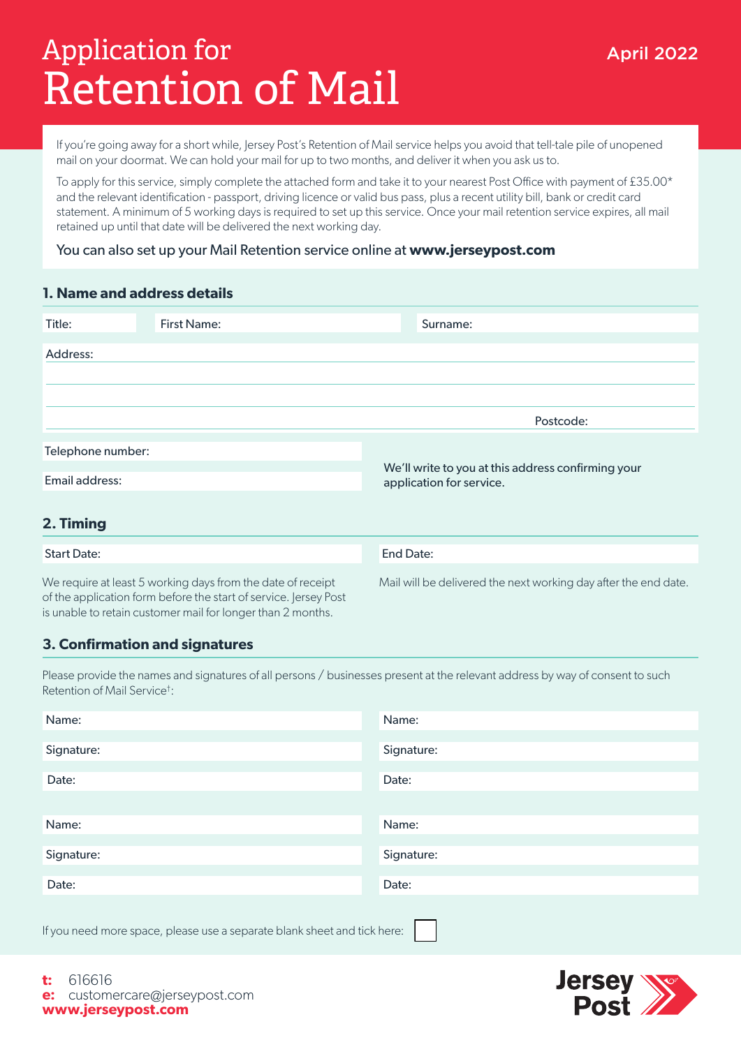# Application for Retention of Mail

April 2022

If you're going away for a short while, Jersey Post's Retention of Mail service helps you avoid that tell-tale pile of unopened mail on your doormat. We can hold your mail for up to two months, and deliver it when you ask us to.

To apply for this service, simply complete the attached form and take it to your nearest Post Office with payment of £35.00* and the relevant identification - passport, driving licence or valid bus pass, plus a recent utility bill, bank or credit card statement. A minimum of 5 working days is required to set up this service. Once your mail retention service expires, all mail retained up until that date will be delivered the next working day.

You can also set up your Mail Retention service online at **www.jerseypost.com**

## 1. Name and address details

Title:

First Name:

Surname:

Address:

Postcode:

Telephone number:

Email address:

We'll write to you at this address confirming your application for service.

## 2. Timing

Start Date:

End Date:

We require at least 5 working days from the date of receipt of the application form before the start of service. Jersey Post is unable to retain customer mail for longer than 2 months.

Mail will be delivered the next working day after the end date.

## 3. Confirmation and signatures

Please provide the names and signatures of all persons / businesses present at the relevant address by way of consent to such Retention of Mail Service†:

| Name: | Name: |
|---|---|
| Signature: | Signature: |
| Date: | Date: |
| Name: | Name: |
| Signature: | Signature: |
| Date: | Date: |

If you need more space, please use a separate blank sheet and tick here: ☐

**t:** 616616
**e:** customercare@jerseypost.com
**www.jerseypost.com**

Jersey Post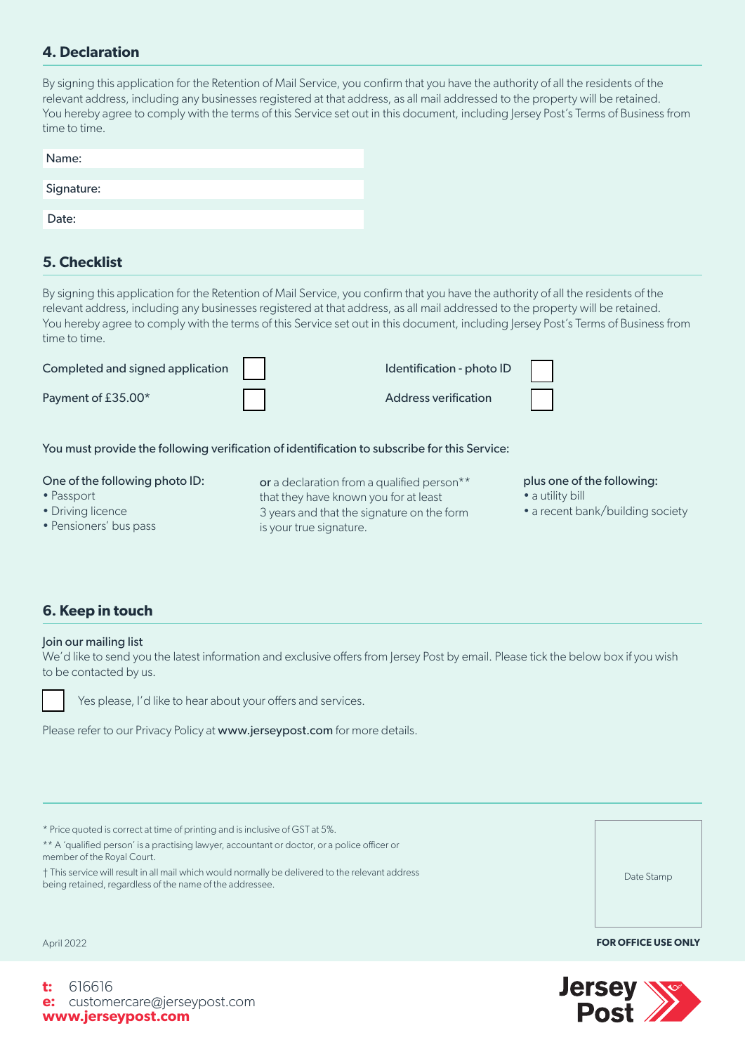## 4. Declaration

By signing this application for the Retention of Mail Service, you confirm that you have the authority of all the residents of the relevant address, including any businesses registered at that address, as all mail addressed to the property will be retained. You hereby agree to comply with the terms of this Service set out in this document, including Jersey Post's Terms of Business from time to time.

Name:

Signature:

Date:

## 5. Checklist

By signing this application for the Retention of Mail Service, you confirm that you have the authority of all the residents of the relevant address, including any businesses registered at that address, as all mail addressed to the property will be retained. You hereby agree to comply with the terms of this Service set out in this document, including Jersey Post's Terms of Business from time to time.

- ☐ Completed and signed application
- ☐ Payment of £35.00*
- ☐ Identification - photo ID
- ☐ Address verification

You must provide the following verification of identification to subscribe for this Service:

One of the following photo ID:
- Passport
- Driving licence
- Pensioners' bus pass

or a declaration from a qualified person** that they have known you for at least 3 years and that the signature on the form is your true signature.

plus one of the following:
- a utility bill
- a recent bank/building society

## 6. Keep in touch

Join our mailing list

We'd like to send you the latest information and exclusive offers from Jersey Post by email. Please tick the below box if you wish to be contacted by us.

☐ Yes please, I'd like to hear about your offers and services.

Please refer to our Privacy Policy at **www.jerseypost.com** for more details.

---

* Price quoted is correct at time of printing and is inclusive of GST at 5%.

** A 'qualified person' is a practising lawyer, accountant or doctor, or a police officer or member of the Royal Court.

† This service will result in all mail which would normally be delivered to the relevant address being retained, regardless of the name of the addressee.

Date Stamp

**FOR OFFICE USE ONLY**

April 2022

**t:** 616616
**e:** customercare@jerseypost.com
**www.jerseypost.com**

Jersey Post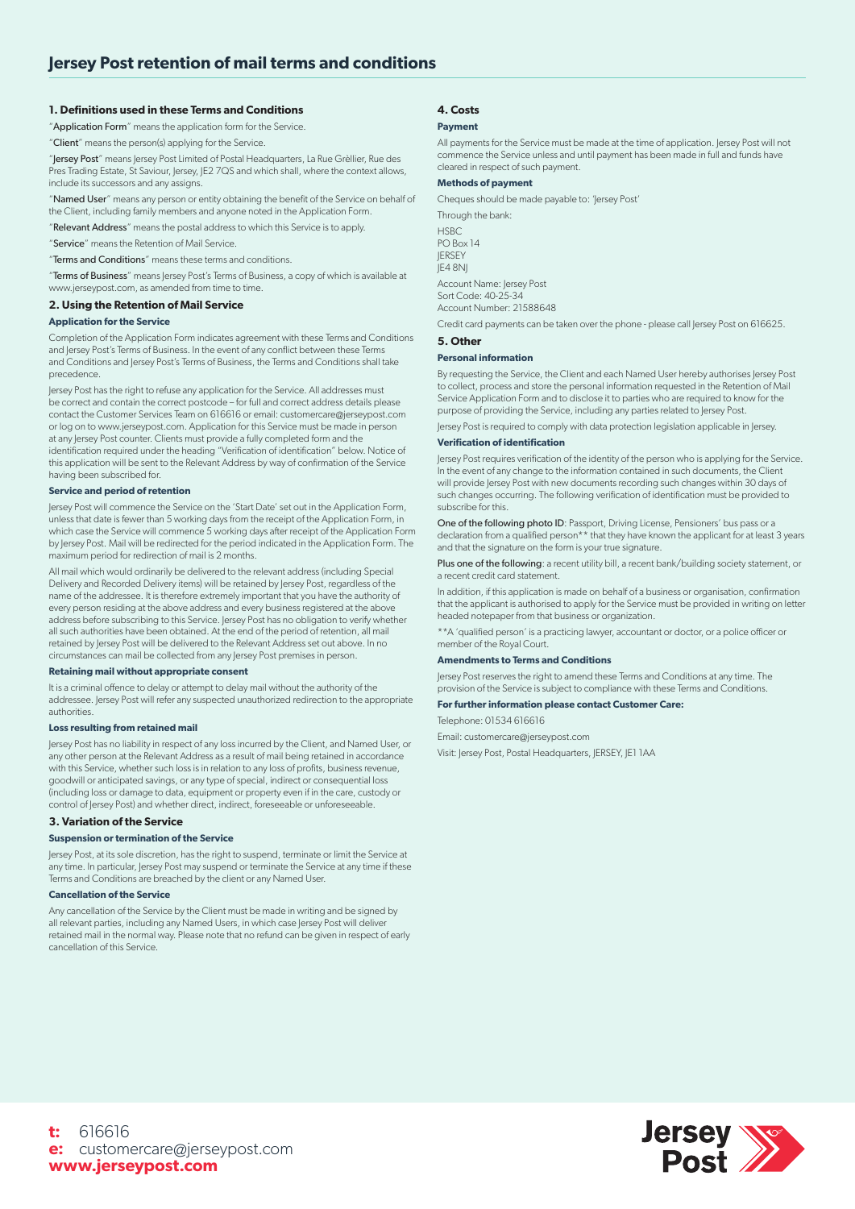# Jersey Post retention of mail terms and conditions

## 1. Definitions used in these Terms and Conditions

"Application Form" means the application form for the Service.

"Client" means the person(s) applying for the Service.

"Jersey Post" means Jersey Post Limited of Postal Headquarters, La Rue Grèllier, Rue des Pres Trading Estate, St Saviour, Jersey, JE2 7QS and which shall, where the context allows, include its successors and any assigns.

"Named User" means any person or entity obtaining the benefit of the Service on behalf of the Client, including family members and anyone noted in the Application Form.

"Relevant Address" means the postal address to which this Service is to apply.

"Service" means the Retention of Mail Service.

"Terms and Conditions" means these terms and conditions.

"Terms of Business" means Jersey Post's Terms of Business, a copy of which is available at www.jerseypost.com, as amended from time to time.

## 2. Using the Retention of Mail Service

### Application for the Service

Completion of the Application Form indicates agreement with these Terms and Conditions and Jersey Post's Terms of Business. In the event of any conflict between these Terms and Conditions and Jersey Post's Terms of Business, the Terms and Conditions shall take precedence.

Jersey Post has the right to refuse any application for the Service. All addresses must be correct and contain the correct postcode – for full and correct address details please contact the Customer Services Team on 616616 or email: customercare@jerseypost.com or log on to www.jerseypost.com. Application for this Service must be made in person at any Jersey Post counter. Clients must provide a fully completed form and the identification required under the heading "Verification of identification" below. Notice of this application will be sent to the Relevant Address by way of confirmation of the Service having been subscribed for.

### Service and period of retention

Jersey Post will commence the Service on the 'Start Date' set out in the Application Form, unless that date is fewer than 5 working days from the receipt of the Application Form, in which case the Service will commence 5 working days after receipt of the Application Form by Jersey Post. Mail will be redirected for the period indicated in the Application Form. The maximum period for redirection of mail is 2 months.

All mail which would ordinarily be delivered to the relevant address (including Special Delivery and Recorded Delivery items) will be retained by Jersey Post, regardless of the name of the addressee. It is therefore extremely important that you have the authority of every person residing at the above address and every business registered at the above address before subscribing to this Service. Jersey Post has no obligation to verify whether all such authorities have been obtained. At the end of the period of retention, all mail retained by Jersey Post will be delivered to the Relevant Address set out above. In no circumstances can mail be collected from any Jersey Post premises in person.

### Retaining mail without appropriate consent

It is a criminal offence to delay or attempt to delay mail without the authority of the addressee. Jersey Post will refer any suspected unauthorized redirection to the appropriate authorities.

### Loss resulting from retained mail

Jersey Post has no liability in respect of any loss incurred by the Client, and Named User, or any other person at the Relevant Address as a result of mail being retained in accordance with this Service, whether such loss is in relation to any loss of profits, business revenue, goodwill or anticipated savings, or any type of special, indirect or consequential loss (including loss or damage to data, equipment or property even if in the care, custody or control of Jersey Post) and whether direct, indirect, foreseeable or unforeseeable.

## 3. Variation of the Service

### Suspension or termination of the Service

Jersey Post, at its sole discretion, has the right to suspend, terminate or limit the Service at any time. In particular, Jersey Post may suspend or terminate the Service at any time if these Terms and Conditions are breached by the client or any Named User.

### Cancellation of the Service

Any cancellation of the Service by the Client must be made in writing and be signed by all relevant parties, including any Named Users, in which case Jersey Post will deliver retained mail in the normal way. Please note that no refund can be given in respect of early cancellation of this Service.

## 4. Costs

### Payment

All payments for the Service must be made at the time of application. Jersey Post will not commence the Service unless and until payment has been made in full and funds have cleared in respect of such payment.

### Methods of payment

Cheques should be made payable to: 'Jersey Post'

Through the bank:

HSBC
PO Box 14
JERSEY
JE4 8NJ

Account Name: Jersey Post
Sort Code: 40-25-34
Account Number: 21588648

Credit card payments can be taken over the phone - please call Jersey Post on 616625.

## 5. Other

### Personal information

By requesting the Service, the Client and each Named User hereby authorises Jersey Post to collect, process and store the personal information requested in the Retention of Mail Service Application Form and to disclose it to parties who are required to know for the purpose of providing the Service, including any parties related to Jersey Post.

Jersey Post is required to comply with data protection legislation applicable in Jersey.

### Verification of identification

Jersey Post requires verification of the identity of the person who is applying for the Service. In the event of any change to the information contained in such documents, the Client will provide Jersey Post with new documents recording such changes within 30 days of such changes occurring. The following verification of identification must be provided to subscribe for this.

One of the following photo ID: Passport, Driving License, Pensioners' bus pass or a declaration from a qualified person** that they have known the applicant for at least 3 years and that the signature on the form is your true signature.

Plus one of the following: a recent utility bill, a recent bank/building society statement, or a recent credit card statement.

In addition, if this application is made on behalf of a business or organisation, confirmation that the applicant is authorised to apply for the Service must be provided in writing on letter headed notepaper from that business or organization.

**A 'qualified person' is a practicing lawyer, accountant or doctor, or a police officer or member of the Royal Court.

### Amendments to Terms and Conditions

Jersey Post reserves the right to amend these Terms and Conditions at any time. The provision of the Service is subject to compliance with these Terms and Conditions.

### For further information please contact Customer Care:

Telephone: 01534 616616

Email: customercare@jerseypost.com

Visit: Jersey Post, Postal Headquarters, JERSEY, JE1 1AA

**t:** 616616
**e:** customercare@jerseypost.com
**www.jerseypost.com**

Jersey Post